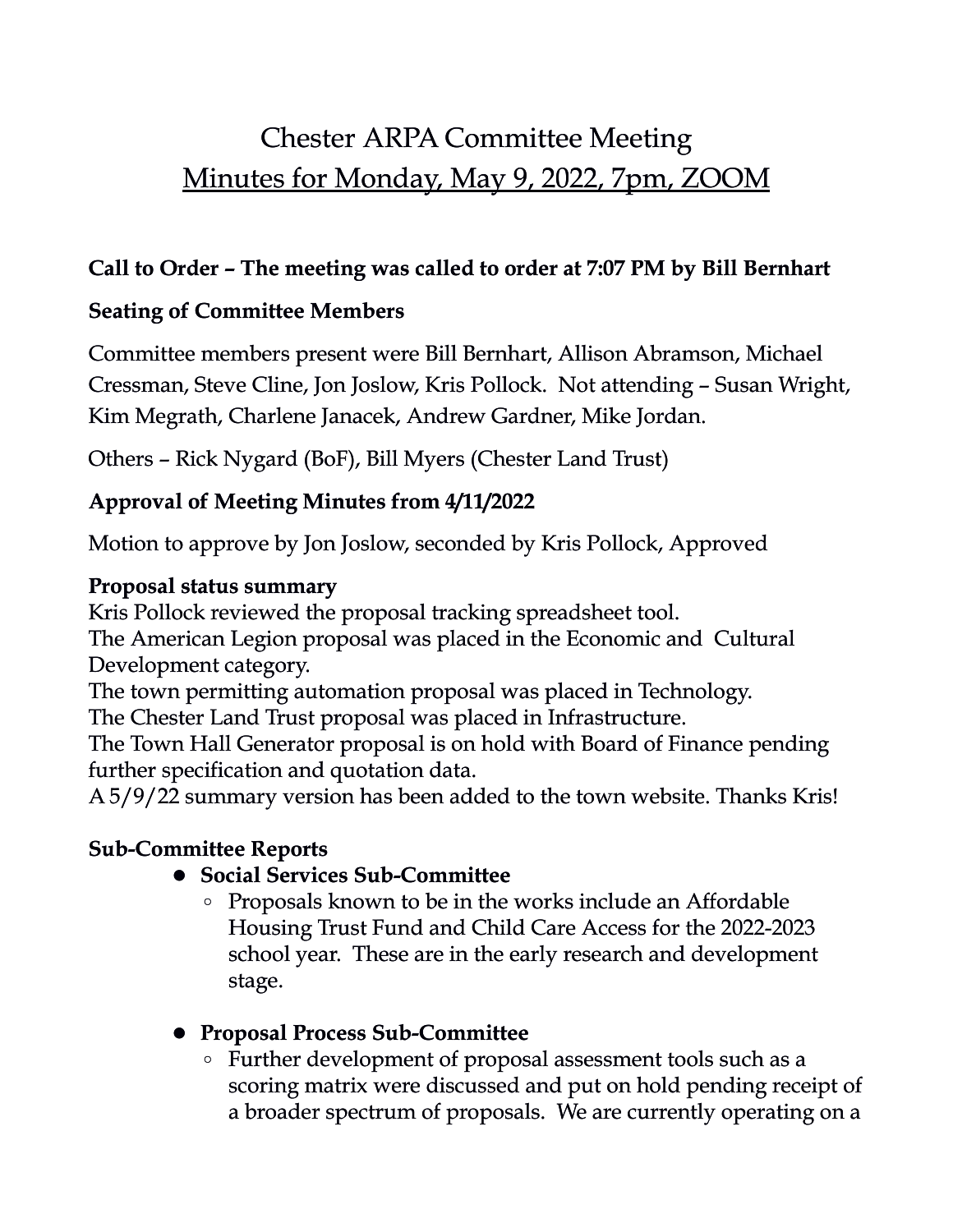# Chester ARPA Committee Meeting

## Minutes for Monday, May 9, 2022, 7pm, ZOOM

**Call to Order – The meeting was called to order at 7:07 PM by Bill Bernhart**

**Seating of Committee Members**

Committee members present were Bill Bernhart, Allison Abramson, Michael Cressman, Steve Cline, Jon Joslow, Kris Pollock. Not attending – Susan Wright, Kim Megrath, Charlene Janacek, Andrew Gardner, Mike Jordan.

Others – Rick Nygard (BoF), Bill Myers (Chester Land Trust)

**Approval of Meeting Minutes from 4/11/2022**

Motion to approve by Jon Joslow, seconded by Kris Pollock, Approved

**Proposal status summary**

Kris Pollock reviewed the proposal tracking spreadsheet tool.
The American Legion proposal was placed in the Economic and Cultural Development category.
The town permitting automation proposal was placed in Technology.
The Chester Land Trust proposal was placed in Infrastructure.
The Town Hall Generator proposal is on hold with Board of Finance pending further specification and quotation data.
A 5/9/22 summary version has been added to the town website. Thanks Kris!

**Sub-Committee Reports**

- **Social Services Sub-Committee**
  - Proposals known to be in the works include an Affordable Housing Trust Fund and Child Care Access for the 2022-2023 school year. These are in the early research and development stage.

- **Proposal Process Sub-Committee**
  - Further development of proposal assessment tools such as a scoring matrix were discussed and put on hold pending receipt of a broader spectrum of proposals. We are currently operating on a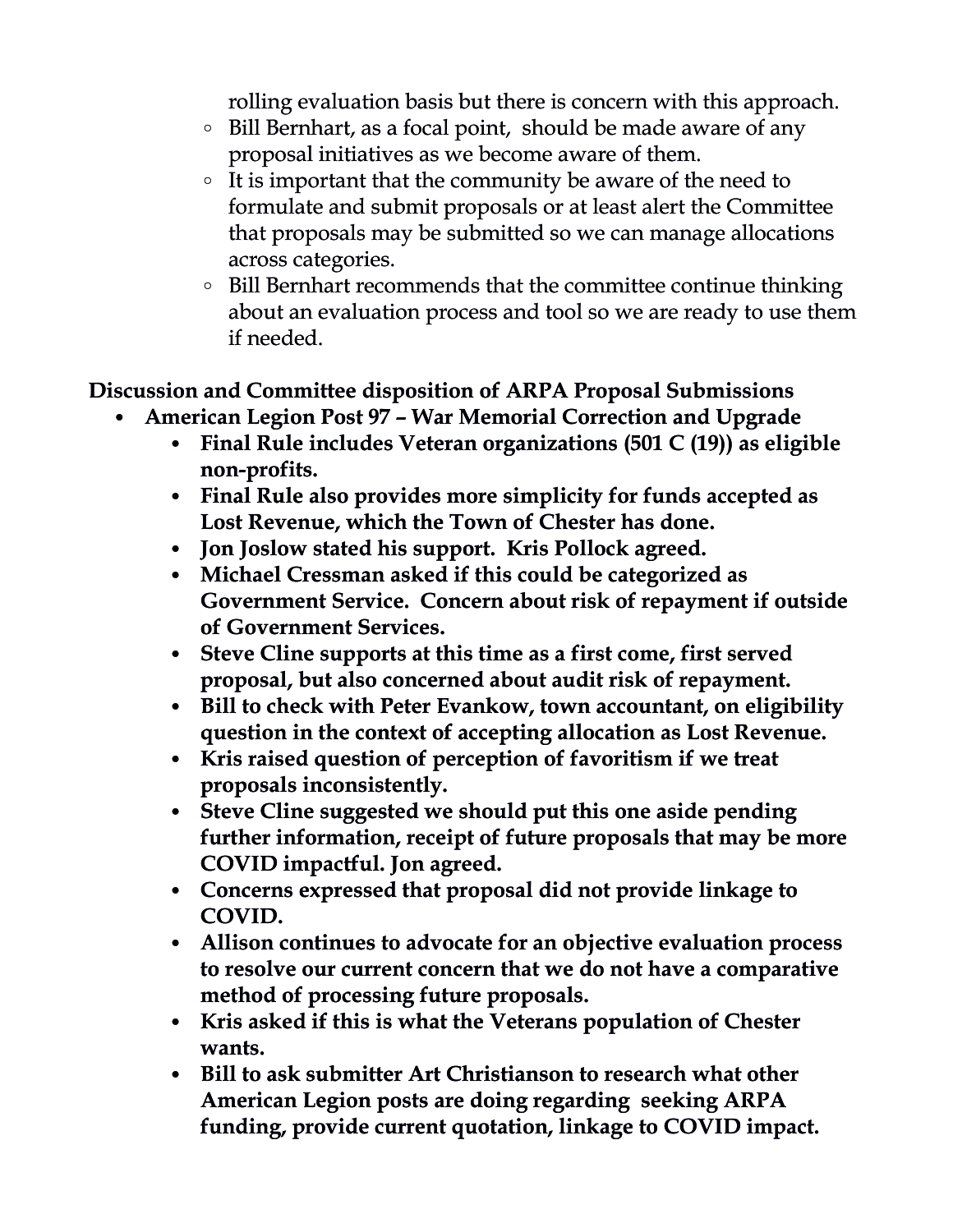rolling evaluation basis but there is concern with this approach.
    - Bill Bernhart, as a focal point, should be made aware of any proposal initiatives as we become aware of them.
    - It is important that the community be aware of the need to formulate and submit proposals or at least alert the Committee that proposals may be submitted so we can manage allocations across categories.
    - Bill Bernhart recommends that the committee continue thinking about an evaluation process and tool so we are ready to use them if needed.

**Discussion and Committee disposition of ARPA Proposal Submissions**

- **American Legion Post 97 – War Memorial Correction and Upgrade**
    - **Final Rule includes Veteran organizations (501 C (19)) as eligible non-profits.**
    - **Final Rule also provides more simplicity for funds accepted as Lost Revenue, which the Town of Chester has done.**
    - **Jon Joslow stated his support. Kris Pollock agreed.**
    - **Michael Cressman asked if this could be categorized as Government Service. Concern about risk of repayment if outside of Government Services.**
    - **Steve Cline supports at this time as a first come, first served proposal, but also concerned about audit risk of repayment.**
    - **Bill to check with Peter Evankow, town accountant, on eligibility question in the context of accepting allocation as Lost Revenue.**
    - **Kris raised question of perception of favoritism if we treat proposals inconsistently.**
    - **Steve Cline suggested we should put this one aside pending further information, receipt of future proposals that may be more COVID impactful. Jon agreed.**
    - **Concerns expressed that proposal did not provide linkage to COVID.**
    - **Allison continues to advocate for an objective evaluation process to resolve our current concern that we do not have a comparative method of processing future proposals.**
    - **Kris asked if this is what the Veterans population of Chester wants.**
    - **Bill to ask submitter Art Christianson to research what other American Legion posts are doing regarding seeking ARPA funding, provide current quotation, linkage to COVID impact.**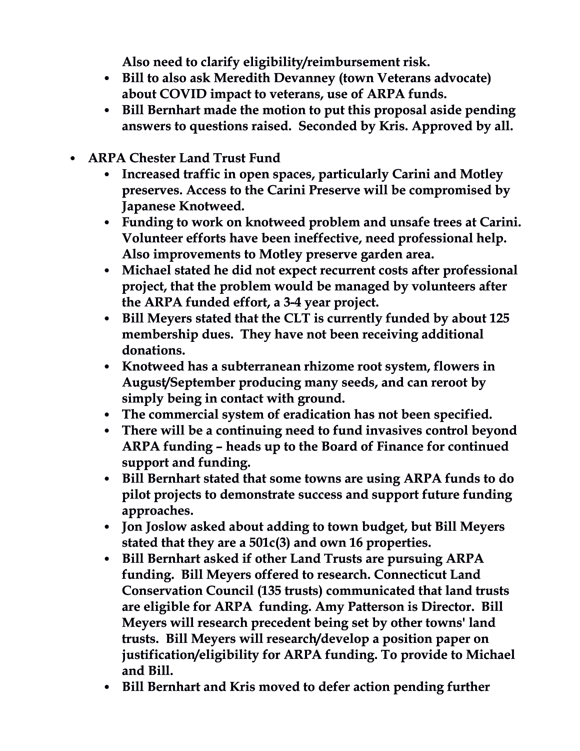**Also need to clarify eligibility/reimbursement risk.**

- **Bill to also ask Meredith Devanney (town Veterans advocate) about COVID impact to veterans, use of ARPA funds.**
- **Bill Bernhart made the motion to put this proposal aside pending answers to questions raised. Seconded by Kris. Approved by all.**

- **ARPA Chester Land Trust Fund**
  - **Increased traffic in open spaces, particularly Carini and Motley preserves. Access to the Carini Preserve will be compromised by Japanese Knotweed.**
  - **Funding to work on knotweed problem and unsafe trees at Carini. Volunteer efforts have been ineffective, need professional help. Also improvements to Motley preserve garden area.**
  - **Michael stated he did not expect recurrent costs after professional project, that the problem would be managed by volunteers after the ARPA funded effort, a 3-4 year project.**
  - **Bill Meyers stated that the CLT is currently funded by about 125 membership dues. They have not been receiving additional donations.**
  - **Knotweed has a subterranean rhizome root system, flowers in August/September producing many seeds, and can reroot by simply being in contact with ground.**
  - **The commercial system of eradication has not been specified.**
  - **There will be a continuing need to fund invasives control beyond ARPA funding – heads up to the Board of Finance for continued support and funding.**
  - **Bill Bernhart stated that some towns are using ARPA funds to do pilot projects to demonstrate success and support future funding approaches.**
  - **Jon Joslow asked about adding to town budget, but Bill Meyers stated that they are a 501c(3) and own 16 properties.**
  - **Bill Bernhart asked if other Land Trusts are pursuing ARPA funding. Bill Meyers offered to research. Connecticut Land Conservation Council (135 trusts) communicated that land trusts are eligible for ARPA funding. Amy Patterson is Director. Bill Meyers will research precedent being set by other towns' land trusts. Bill Meyers will research/develop a position paper on justification/eligibility for ARPA funding. To provide to Michael and Bill.**
  - **Bill Bernhart and Kris moved to defer action pending further**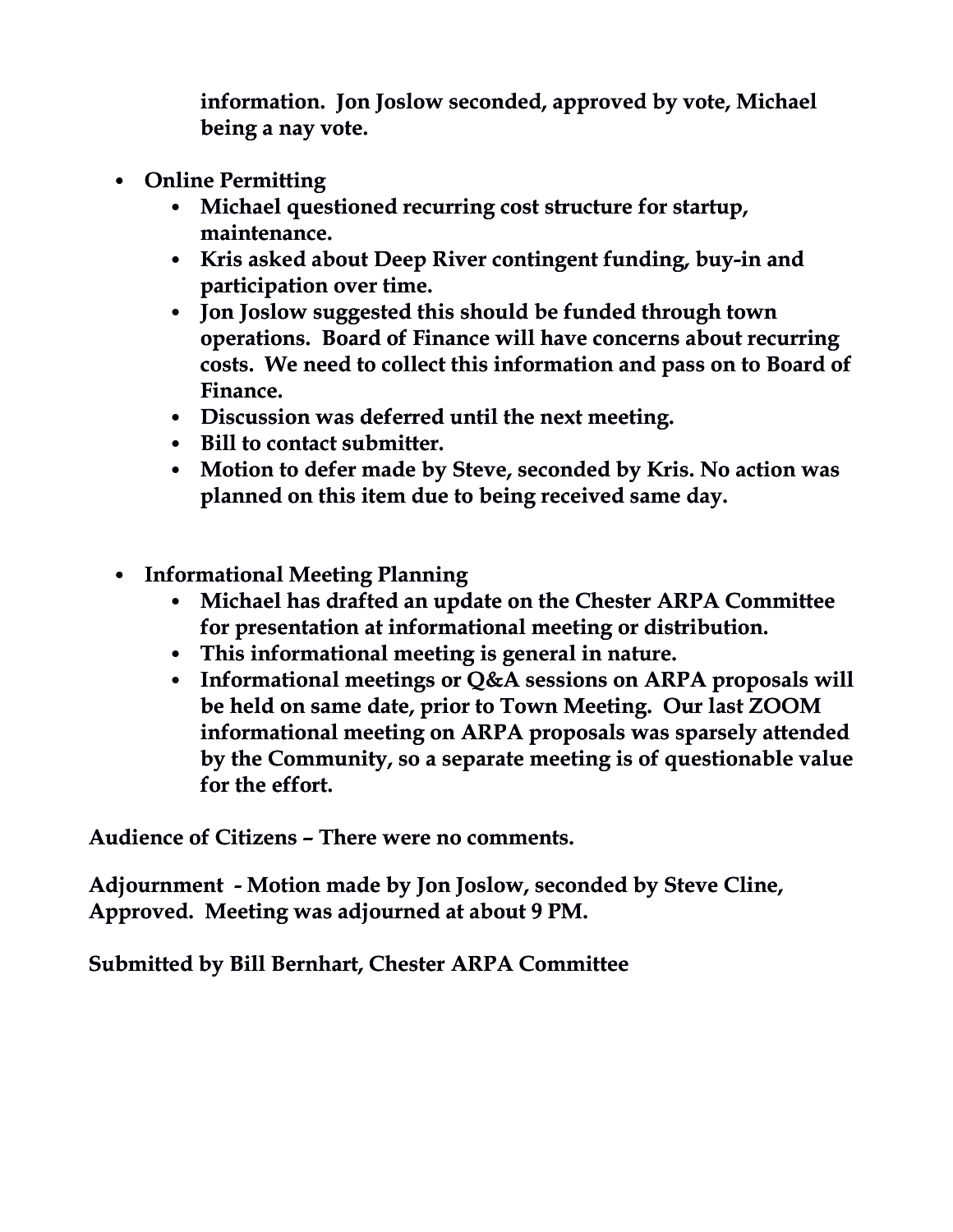**information. Jon Joslow seconded, approved by vote, Michael being a nay vote.**

- **Online Permitting**
  - **Michael questioned recurring cost structure for startup, maintenance.**
  - **Kris asked about Deep River contingent funding, buy-in and participation over time.**
  - **Jon Joslow suggested this should be funded through town operations. Board of Finance will have concerns about recurring costs. We need to collect this information and pass on to Board of Finance.**
  - **Discussion was deferred until the next meeting.**
  - **Bill to contact submitter.**
  - **Motion to defer made by Steve, seconded by Kris. No action was planned on this item due to being received same day.**

- **Informational Meeting Planning**
  - **Michael has drafted an update on the Chester ARPA Committee for presentation at informational meeting or distribution.**
  - **This informational meeting is general in nature.**
  - **Informational meetings or Q&A sessions on ARPA proposals will be held on same date, prior to Town Meeting. Our last ZOOM informational meeting on ARPA proposals was sparsely attended by the Community, so a separate meeting is of questionable value for the effort.**

**Audience of Citizens – There were no comments.**

**Adjournment - Motion made by Jon Joslow, seconded by Steve Cline, Approved. Meeting was adjourned at about 9 PM.**

**Submitted by Bill Bernhart, Chester ARPA Committee**